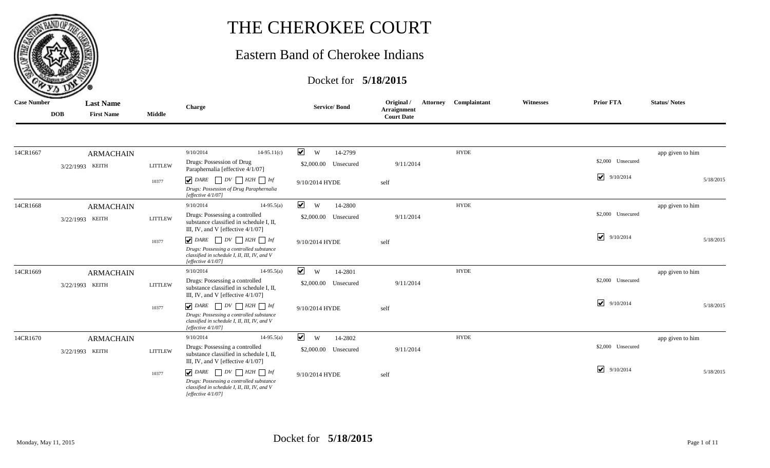# THE CHEROKEE COURT

## Eastern Band of Cherokee Indians

### Docket for 5/18/2015

| Case Number | DOB | Last Name / First Name | Middle | Charge | Service/ Bond | Original / Arraignment Court Date | Attorney | Complaintant | Witnesses | Prior FTA | Status/ Notes |
|---|---|---|---|---|---|---|---|---|---|---|---|
| 14CR1667 | 3/22/1993 | ARMACHAIN KEITH | LITTLEW 10377 | 9/10/2014 14-95.11(c) Drugs: Possession of Drug Paraphernalia [effective 4/1/07] ☑ DARE ☐ DV ☐ H2H ☐ Inf *Drugs: Possession of Drug Paraphernalia [effective 4/1/07]* | ☑ W 14-2799 $2,000.00 Unsecured 9/10/2014 HYDE | 9/11/2014 | self | HYDE | | $2,000 Unsecured ☑ 9/10/2014 | app given to him 5/18/2015 |
| 14CR1668 | 3/22/1993 | ARMACHAIN KEITH | LITTLEW 10377 | 9/10/2014 14-95.5(a) Drugs: Possessing a controlled substance classified in schedule I, II, III, IV, and V [effective 4/1/07] ☑ DARE ☐ DV ☐ H2H ☐ Inf *Drugs: Possessing a controlled substance classified in schedule I, II, III, IV, and V [effective 4/1/07]* | ☑ W 14-2800 $2,000.00 Unsecured 9/10/2014 HYDE | 9/11/2014 | self | HYDE | | $2,000 Unsecured ☑ 9/10/2014 | app given to him 5/18/2015 |
| 14CR1669 | 3/22/1993 | ARMACHAIN KEITH | LITTLEW 10377 | 9/10/2014 14-95.5(a) Drugs: Possessing a controlled substance classified in schedule I, II, III, IV, and V [effective 4/1/07] ☑ DARE ☐ DV ☐ H2H ☐ Inf *Drugs: Possessing a controlled substance classified in schedule I, II, III, IV, and V [effective 4/1/07]* | ☑ W 14-2801 $2,000.00 Unsecured 9/10/2014 HYDE | 9/11/2014 | self | HYDE | | $2,000 Unsecured ☑ 9/10/2014 | app given to him 5/18/2015 |
| 14CR1670 | 3/22/1993 | ARMACHAIN KEITH | LITTLEW 10377 | 9/10/2014 14-95.5(a) Drugs: Possessing a controlled substance classified in schedule I, II, III, IV, and V [effective 4/1/07] ☑ DARE ☐ DV ☐ H2H ☐ Inf *Drugs: Possessing a controlled substance classified in schedule I, II, III, IV, and V [effective 4/1/07]* | ☑ W 14-2802 $2,000.00 Unsecured 9/10/2014 HYDE | 9/11/2014 | self | HYDE | | $2,000 Unsecured ☑ 9/10/2014 | app given to him 5/18/2015 |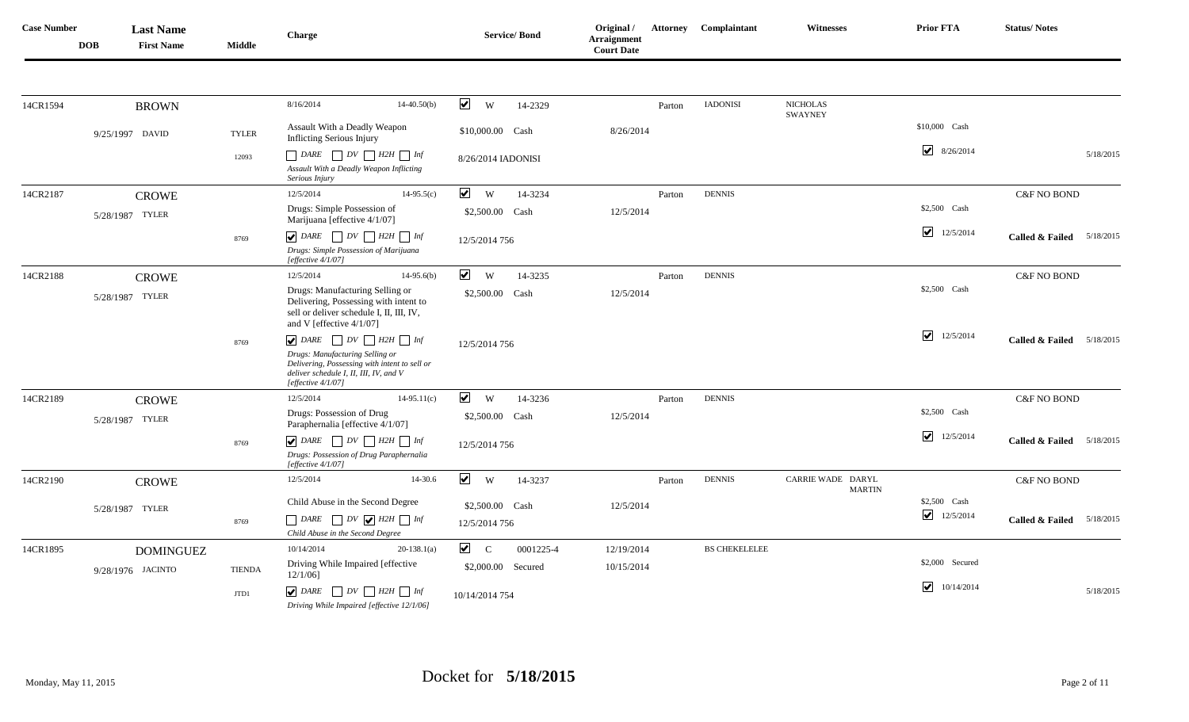| Case Number | DOB | Last Name | First Name | Middle | Charge | Service/ Bond | Original / Arraignment Court Date | Attorney | Complaintant | Witnesses | Prior FTA | Status/ Notes |
|---|---|---|---|---|---|---|---|---|---|---|---|---|
| 14CR1594 | 9/25/1997 | BROWN | DAVID | TYLER 12093 | 8/16/2014 14-40.50(b) Assault With a Deadly Weapon Inflicting Serious Injury ☐ DARE ☐ DV ☐ H2H ☐ Inf *Assault With a Deadly Weapon Inflicting Serious Injury* | ☑ W 14-2329 $10,000.00 Cash 8/26/2014 IADONISI | 8/26/2014 | Parton | IADONISI | NICHOLAS SWAYNEY | $10,000 Cash ☑ 8/26/2014 | 5/18/2015 |
| 14CR2187 | 5/28/1987 | CROWE | TYLER | 8769 | 12/5/2014 14-95.5(c) Drugs: Simple Possession of Marijuana [effective 4/1/07] ☑ DARE ☐ DV ☐ H2H ☐ Inf *Drugs: Simple Possession of Marijuana [effective 4/1/07]* | ☑ W 14-3234 $2,500.00 Cash 12/5/2014 756 | 12/5/2014 | Parton | DENNIS | | $2,500 Cash ☑ 12/5/2014 | C&F NO BOND **Called & Failed** 5/18/2015 |
| 14CR2188 | 5/28/1987 | CROWE | TYLER | 8769 | 12/5/2014 14-95.6(b) Drugs: Manufacturing Selling or Delivering, Possessing with intent to sell or deliver schedule I, II, III, IV, and V [effective 4/1/07] ☑ DARE ☐ DV ☐ H2H ☐ Inf *Drugs: Manufacturing Selling or Delivering, Possessing with intent to sell or deliver schedule I, II, III, IV, and V [effective 4/1/07]* | ☑ W 14-3235 $2,500.00 Cash 12/5/2014 756 | 12/5/2014 | Parton | DENNIS | | $2,500 Cash ☑ 12/5/2014 | C&F NO BOND **Called & Failed** 5/18/2015 |
| 14CR2189 | 5/28/1987 | CROWE | TYLER | 8769 | 12/5/2014 14-95.11(c) Drugs: Possession of Drug Paraphernalia [effective 4/1/07] ☑ DARE ☐ DV ☐ H2H ☐ Inf *Drugs: Possession of Drug Paraphernalia [effective 4/1/07]* | ☑ W 14-3236 $2,500.00 Cash 12/5/2014 756 | 12/5/2014 | Parton | DENNIS | | $2,500 Cash ☑ 12/5/2014 | C&F NO BOND **Called & Failed** 5/18/2015 |
| 14CR2190 | 5/28/1987 | CROWE | TYLER | 8769 | 12/5/2014 14-30.6 Child Abuse in the Second Degree ☐ DARE ☐ DV ☑ H2H ☐ Inf *Child Abuse in the Second Degree* | ☑ W 14-3237 $2,500.00 Cash 12/5/2014 756 | 12/5/2014 | Parton | DENNIS | CARRIE WADE DARYL MARTIN | $2,500 Cash ☑ 12/5/2014 | C&F NO BOND **Called & Failed** 5/18/2015 |
| 14CR1895 | 9/28/1976 | DOMINGUEZ | JACINTO | TIENDA JTD1 | 10/14/2014 20-138.1(a) Driving While Impaired [effective 12/1/06] ☑ DARE ☐ DV ☐ H2H ☐ Inf *Driving While Impaired [effective 12/1/06]* | ☑ C 0001225-4 $2,000.00 Secured 10/14/2014 754 | 12/19/2014 10/15/2014 | | BS CHEKELELEE | | $2,000 Secured ☑ 10/14/2014 | 5/18/2015 |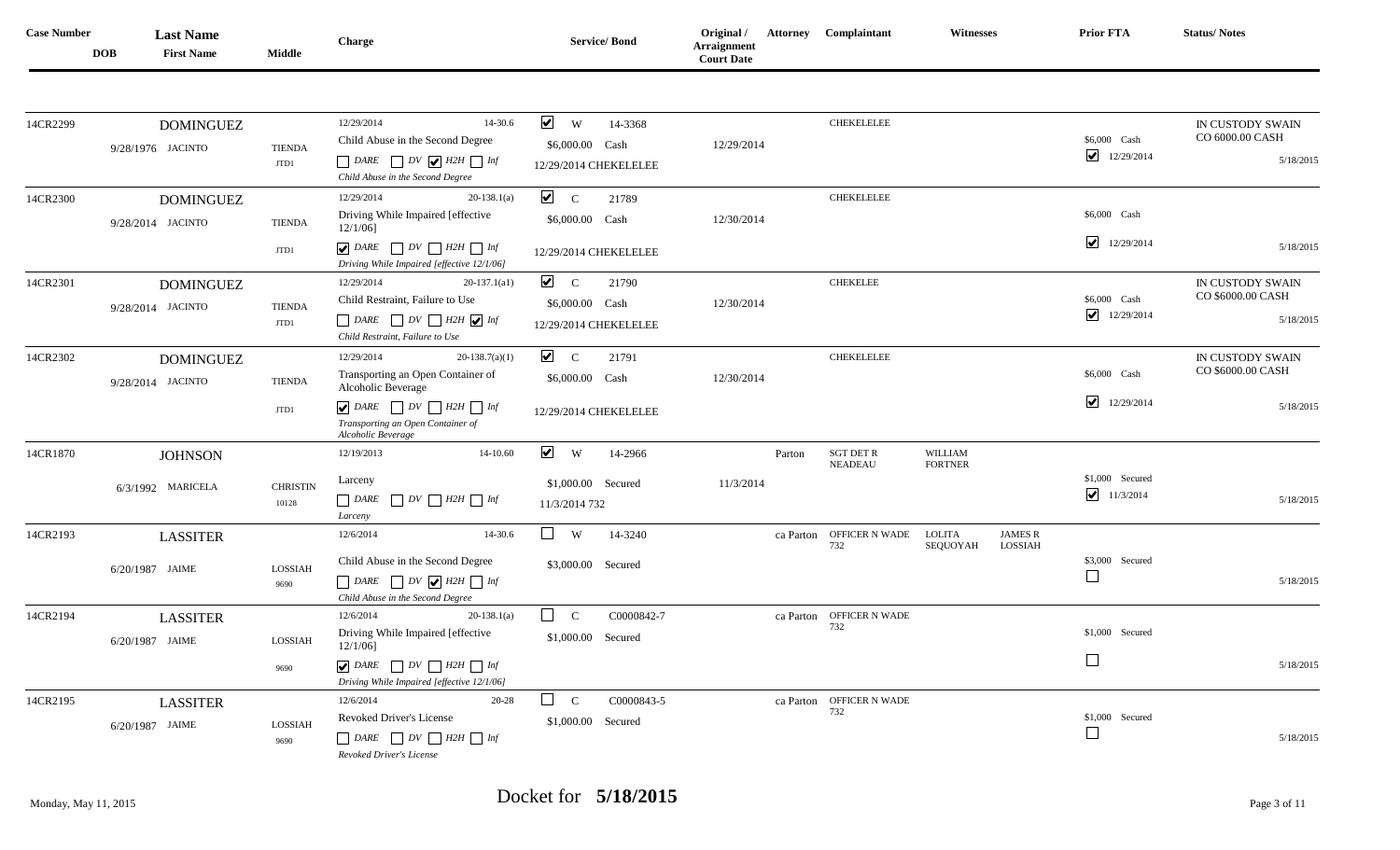| Case Number | DOB | Last Name / First Name | Middle | Charge | Service/ Bond | Original / Arraignment Court Date | Attorney | Complainant | Witnesses | Prior FTA | Status/ Notes |
|---|---|---|---|---|---|---|---|---|---|---|---|
| 14CR2299 | 9/28/1976 | DOMINGUEZ JACINTO | TIENDA JTD1 | 12/29/2014 14-30.6 Child Abuse in the Second Degree ☐ DARE ☐ DV ☑ H2H ☐ Inf *Child Abuse in the Second Degree* | ☑ W 14-3368 $6,000.00 Cash 12/29/2014 CHEKELELEE | 12/29/2014 | | CHEKELELEE | | $6,000 Cash ☑ 12/29/2014 | IN CUSTODY SWAIN CO 6000.00 CASH 5/18/2015 |
| 14CR2300 | 9/28/2014 | DOMINGUEZ JACINTO | TIENDA JTD1 | 12/29/2014 20-138.1(a) Driving While Impaired [effective 12/1/06] ☑ DARE ☐ DV ☐ H2H ☐ Inf *Driving While Impaired [effective 12/1/06]* | ☑ C 21789 $6,000.00 Cash 12/29/2014 CHEKELELEE | 12/30/2014 | | CHEKELELEE | | $6,000 Cash ☑ 12/29/2014 | 5/18/2015 |
| 14CR2301 | 9/28/2014 | DOMINGUEZ JACINTO | TIENDA JTD1 | 12/29/2014 20-137.1(a1) Child Restraint, Failure to Use ☐ DARE ☐ DV ☐ H2H ☑ Inf *Child Restraint, Failure to Use* | ☑ C 21790 $6,000.00 Cash 12/29/2014 CHEKELELEE | 12/30/2014 | | CHEKELEE | | $6,000 Cash ☑ 12/29/2014 | IN CUSTODY SWAIN CO $6000.00 CASH 5/18/2015 |
| 14CR2302 | 9/28/2014 | DOMINGUEZ JACINTO | TIENDA JTD1 | 12/29/2014 20-138.7(a)(1) Transporting an Open Container of Alcoholic Beverage ☑ DARE ☐ DV ☐ H2H ☐ Inf *Transporting an Open Container of Alcoholic Beverage* | ☑ C 21791 $6,000.00 Cash 12/29/2014 CHEKELELEE | 12/30/2014 | | CHEKELELEE | | $6,000 Cash ☑ 12/29/2014 | IN CUSTODY SWAIN CO $6000.00 CASH 5/18/2015 |
| 14CR1870 | 6/3/1992 | JOHNSON MARICELA | CHRISTIN 10128 | 12/19/2013 14-10.60 Larceny ☐ DARE ☐ DV ☐ H2H ☐ Inf *Larceny* | ☑ W 14-2966 $1,000.00 Secured 11/3/2014 732 | 11/3/2014 | Parton | SGT DET R NEADEAU | WILLIAM FORTNER | $1,000 Secured ☑ 11/3/2014 | 5/18/2015 |
| 14CR2193 | 6/20/1987 | LASSITER JAIME | LOSSIAH 9690 | 12/6/2014 14-30.6 Child Abuse in the Second Degree ☐ DARE ☐ DV ☑ H2H ☐ Inf *Child Abuse in the Second Degree* | ☐ W 14-3240 $3,000.00 Secured | | ca Parton | OFFICER N WADE 732 | LOLITA SEQUOYAH; JAMES R LOSSIAH | $3,000 Secured ☐ | 5/18/2015 |
| 14CR2194 | 6/20/1987 | LASSITER JAIME | LOSSIAH 9690 | 12/6/2014 20-138.1(a) Driving While Impaired [effective 12/1/06] ☑ DARE ☐ DV ☐ H2H ☐ Inf *Driving While Impaired [effective 12/1/06]* | ☐ C C0000842-7 $1,000.00 Secured | | ca Parton | OFFICER N WADE 732 | | $1,000 Secured ☐ | 5/18/2015 |
| 14CR2195 | 6/20/1987 | LASSITER JAIME | LOSSIAH 9690 | 12/6/2014 20-28 Revoked Driver's License ☐ DARE ☐ DV ☐ H2H ☐ Inf *Revoked Driver's License* | ☐ C C0000843-5 $1,000.00 Secured | | ca Parton | OFFICER N WADE 732 | | $1,000 Secured ☐ | 5/18/2015 |

Monday, May 11, 2015 — Docket for **5/18/2015**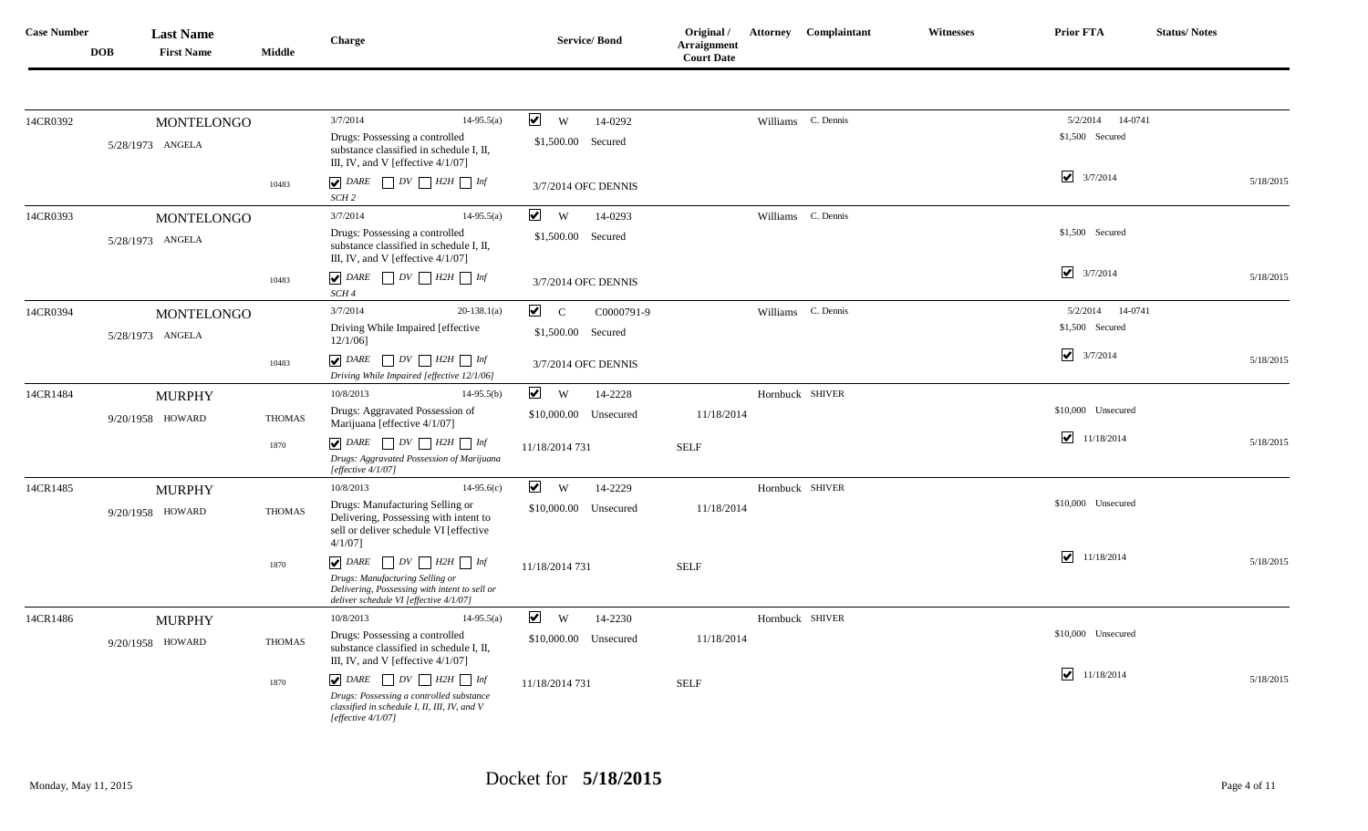| Case Number | DOB | Last Name / First Name | Middle | Charge | Service/ Bond | Original / Arraignment Court Date | Attorney | Complainant | Witnesses | Prior FTA | Status/ Notes |
|---|---|---|---|---|---|---|---|---|---|---|---|
| 14CR0392 | 5/28/1973 | MONTELONGO ANGELA | 10483 | 3/7/2014 14-95.5(a) Drugs: Possessing a controlled substance classified in schedule I, II, III, IV, and V [effective 4/1/07] ☑ DARE ☐ DV ☐ H2H ☐ Inf SCH 2 | ☑ W 14-0292 $1,500.00 Secured 3/7/2014 OFC DENNIS | | Williams | C. Dennis | | 5/2/2014 14-0741 $1,500 Secured ☑ 3/7/2014 | 5/18/2015 |
| 14CR0393 | 5/28/1973 | MONTELONGO ANGELA | 10483 | 3/7/2014 14-95.5(a) Drugs: Possessing a controlled substance classified in schedule I, II, III, IV, and V [effective 4/1/07] ☑ DARE ☐ DV ☐ H2H ☐ Inf SCH 4 | ☑ W 14-0293 $1,500.00 Secured 3/7/2014 OFC DENNIS | | Williams | C. Dennis | | $1,500 Secured ☑ 3/7/2014 | 5/18/2015 |
| 14CR0394 | 5/28/1973 | MONTELONGO ANGELA | 10483 | 3/7/2014 20-138.1(a) Driving While Impaired [effective 12/1/06] ☑ DARE ☐ DV ☐ H2H ☐ Inf Driving While Impaired [effective 12/1/06] | ☑ C C0000791-9 $1,500.00 Secured 3/7/2014 OFC DENNIS | | Williams | C. Dennis | | 5/2/2014 14-0741 $1,500 Secured ☑ 3/7/2014 | 5/18/2015 |
| 14CR1484 | 9/20/1958 | MURPHY HOWARD | THOMAS 1870 | 10/8/2013 14-95.5(b) Drugs: Aggravated Possession of Marijuana [effective 4/1/07] ☑ DARE ☐ DV ☐ H2H ☐ Inf Drugs: Aggravated Possession of Marijuana [effective 4/1/07] | ☑ W 14-2228 $10,000.00 Unsecured 11/18/2014 731 | 11/18/2014 SELF | Hornbuck | SHIVER | | $10,000 Unsecured ☑ 11/18/2014 | 5/18/2015 |
| 14CR1485 | 9/20/1958 | MURPHY HOWARD | THOMAS 1870 | 10/8/2013 14-95.6(c) Drugs: Manufacturing Selling or Delivering, Possessing with intent to sell or deliver schedule VI [effective 4/1/07] ☑ DARE ☐ DV ☐ H2H ☐ Inf Drugs: Manufacturing Selling or Delivering, Possessing with intent to sell or deliver schedule VI [effective 4/1/07] | ☑ W 14-2229 $10,000.00 Unsecured 11/18/2014 731 | 11/18/2014 SELF | Hornbuck | SHIVER | | $10,000 Unsecured ☑ 11/18/2014 | 5/18/2015 |
| 14CR1486 | 9/20/1958 | MURPHY HOWARD | THOMAS 1870 | 10/8/2013 14-95.5(a) Drugs: Possessing a controlled substance classified in schedule I, II, III, IV, and V [effective 4/1/07] ☑ DARE ☐ DV ☐ H2H ☐ Inf Drugs: Possessing a controlled substance classified in schedule I, II, III, IV, and V [effective 4/1/07] | ☑ W 14-2230 $10,000.00 Unsecured 11/18/2014 731 | 11/18/2014 SELF | Hornbuck | SHIVER | | $10,000 Unsecured ☑ 11/18/2014 | 5/18/2015 |

Monday, May 11, 2015 — Docket for **5/18/2015**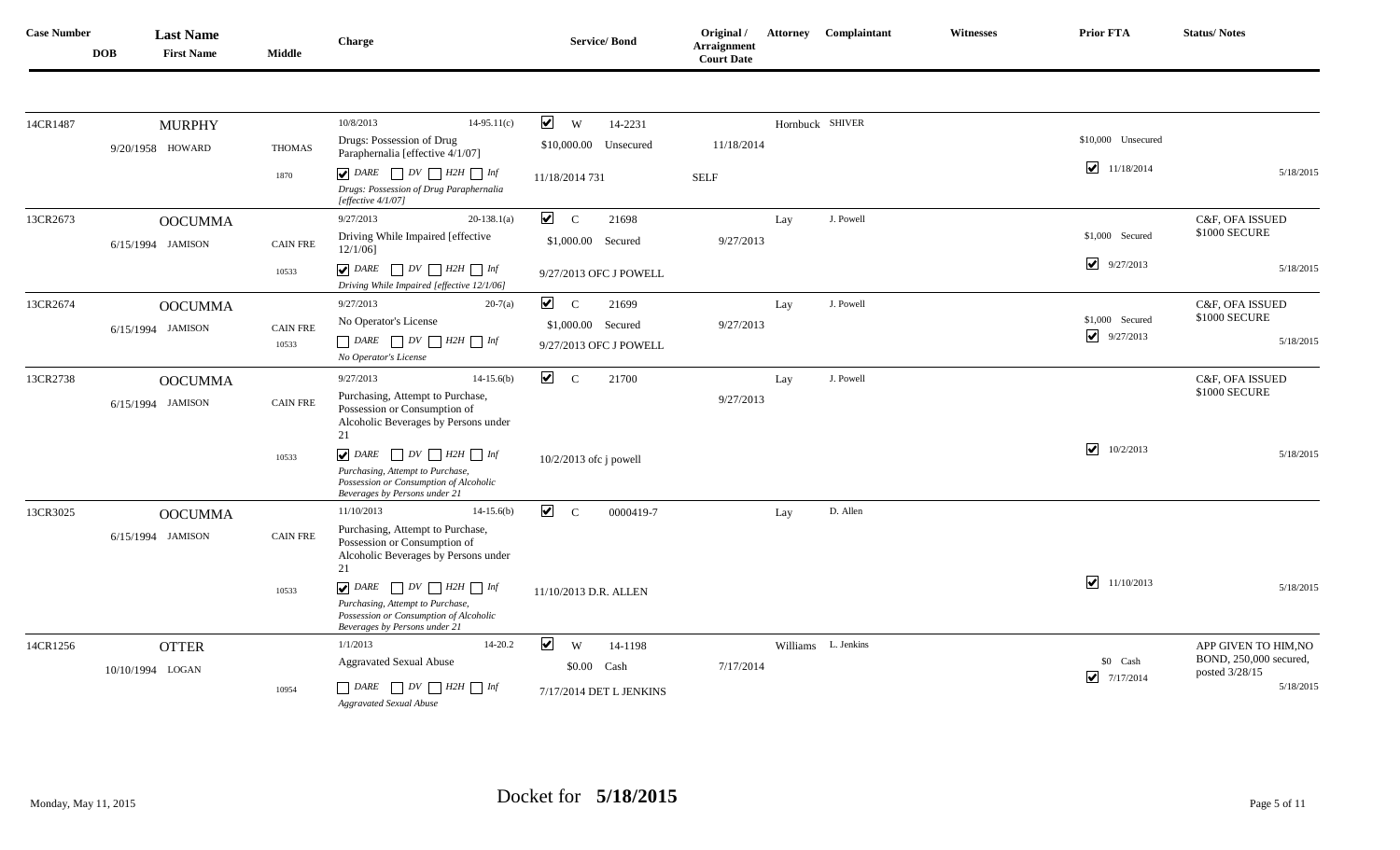| Case Number | DOB | Last Name / First Name | Middle | Charge | Service/ Bond | Original / Arraignment Court Date | Attorney | Complainant | Witnesses | Prior FTA | Status/ Notes |
|---|---|---|---|---|---|---|---|---|---|---|---|
| 14CR1487 | 9/20/1958 | MURPHY HOWARD | THOMAS 1870 | 10/8/2013 14-95.11(c) Drugs: Possession of Drug Paraphernalia [effective 4/1/07] ☑ DARE ☐ DV ☐ H2H ☐ Inf *Drugs: Possession of Drug Paraphernalia [effective 4/1/07]* | ☑ W 14-2231 $10,000.00 Unsecured 11/18/2014 731 | 11/18/2014 SELF | Hornbuck | SHIVER | | $10,000 Unsecured ☑ 11/18/2014 | 5/18/2015 |
| 13CR2673 | 6/15/1994 | OOCUMMA JAMISON | CAIN FRE 10533 | 9/27/2013 20-138.1(a) Driving While Impaired [effective 12/1/06] ☑ DARE ☐ DV ☐ H2H ☐ Inf *Driving While Impaired [effective 12/1/06]* | ☑ C 21698 $1,000.00 Secured 9/27/2013 OFC J POWELL | 9/27/2013 | Lay | J. Powell | | $1,000 Secured ☑ 9/27/2013 | C&F, OFA ISSUED $1000 SECURE 5/18/2015 |
| 13CR2674 | 6/15/1994 | OOCUMMA JAMISON | CAIN FRE 10533 | 9/27/2013 20-7(a) No Operator's License ☐ DARE ☐ DV ☐ H2H ☐ Inf *No Operator's License* | ☑ C 21699 $1,000.00 Secured 9/27/2013 OFC J POWELL | 9/27/2013 | Lay | J. Powell | | $1,000 Secured ☑ 9/27/2013 | C&F, OFA ISSUED $1000 SECURE 5/18/2015 |
| 13CR2738 | 6/15/1994 | OOCUMMA JAMISON | CAIN FRE 10533 | 9/27/2013 14-15.6(b) Purchasing, Attempt to Purchase, Possession or Consumption of Alcoholic Beverages by Persons under 21 ☑ DARE ☐ DV ☐ H2H ☐ Inf *Purchasing, Attempt to Purchase, Possession or Consumption of Alcoholic Beverages by Persons under 21* | ☑ C 21700 10/2/2013 ofc j powell | 9/27/2013 | Lay | J. Powell | | ☑ 10/2/2013 | C&F, OFA ISSUED $1000 SECURE 5/18/2015 |
| 13CR3025 | 6/15/1994 | OOCUMMA JAMISON | CAIN FRE 10533 | 11/10/2013 14-15.6(b) Purchasing, Attempt to Purchase, Possession or Consumption of Alcoholic Beverages by Persons under 21 ☑ DARE ☐ DV ☐ H2H ☐ Inf *Purchasing, Attempt to Purchase, Possession or Consumption of Alcoholic Beverages by Persons under 21* | ☑ C 0000419-7 11/10/2013 D.R. ALLEN | | Lay | D. Allen | | ☑ 11/10/2013 | 5/18/2015 |
| 14CR1256 | 10/10/1994 | OTTER LOGAN | 10954 | 1/1/2013 14-20.2 Aggravated Sexual Abuse ☐ DARE ☐ DV ☐ H2H ☐ Inf *Aggravated Sexual Abuse* | ☑ W 14-1198 $0.00 Cash 7/17/2014 DET L JENKINS | 7/17/2014 | Williams | L. Jenkins | | $0 Cash ☑ 7/17/2014 | APP GIVEN TO HIM,NO BOND, 250,000 secured, posted 3/28/15 5/18/2015 |

Monday, May 11, 2015

Docket for **5/18/2015**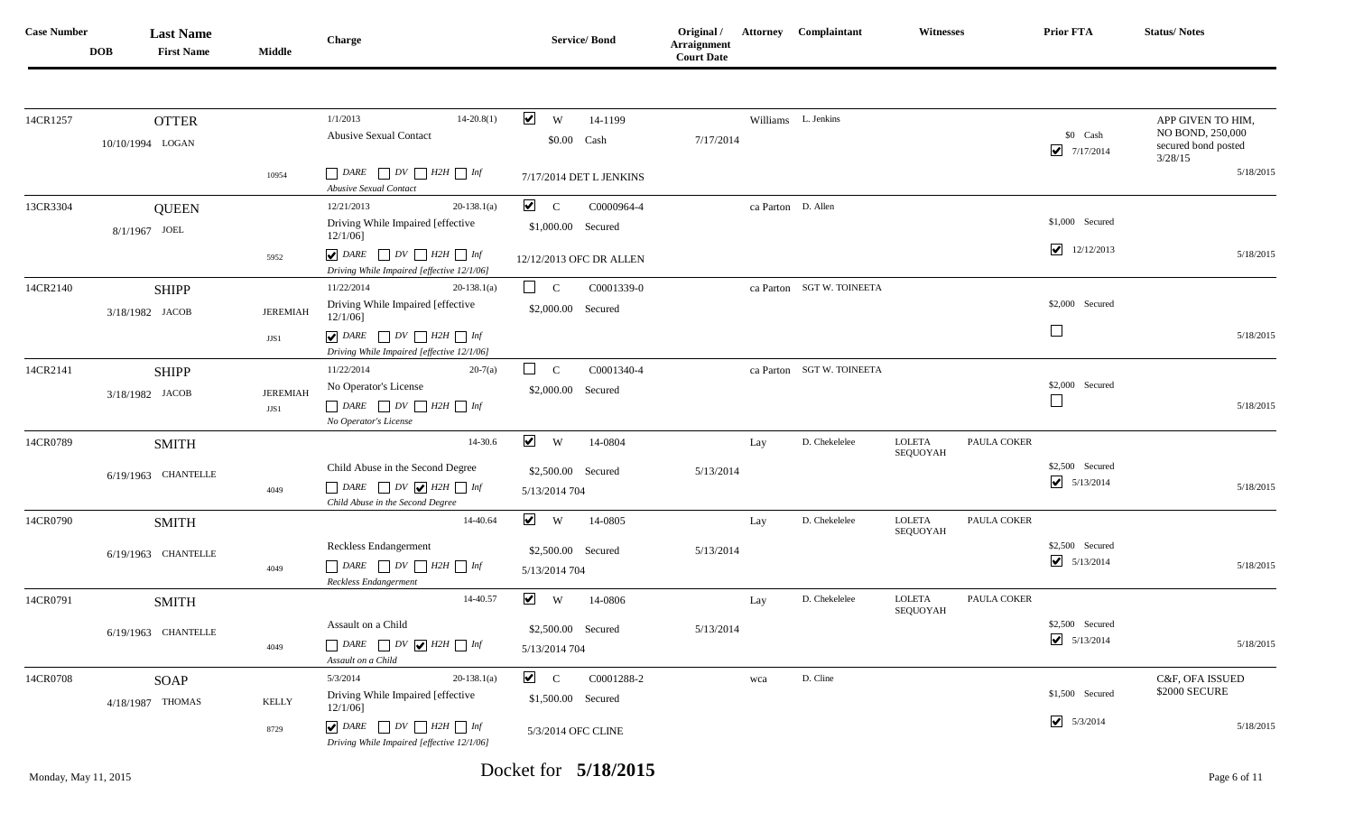| Case Number | DOB | Last Name / First Name | Middle | Charge | Service/ Bond | Original / Arraignment Court Date | Attorney | Complainant | Witnesses | Prior FTA | Status/ Notes |
|---|---|---|---|---|---|---|---|---|---|---|---|
| 14CR1257 | 10/10/1994 | OTTER LOGAN | 10954 | 1/1/2013 14-20.8(1) Abusive Sexual Contact ☐ DARE ☐ DV ☐ H2H ☐ Inf *Abusive Sexual Contact* | ☑ W 14-1199 $0.00 Cash 7/17/2014 DET L JENKINS | 7/17/2014 | Williams | L. Jenkins | | $0 Cash ☑ 7/17/2014 | APP GIVEN TO HIM, NO BOND, 250,000 secured bond posted 3/28/15 5/18/2015 |
| 13CR3304 | 8/1/1967 | QUEEN JOEL | 5952 | 12/21/2013 20-138.1(a) Driving While Impaired [effective 12/1/06] ☑ DARE ☐ DV ☐ H2H ☐ Inf *Driving While Impaired [effective 12/1/06]* | ☑ C C0000964-4 $1,000.00 Secured 12/12/2013 OFC DR ALLEN | | ca Parton | D. Allen | | $1,000 Secured ☑ 12/12/2013 | 5/18/2015 |
| 14CR2140 | 3/18/1982 | SHIPP JACOB | JEREMIAH JJS1 | 11/22/2014 20-138.1(a) Driving While Impaired [effective 12/1/06] ☑ DARE ☐ DV ☐ H2H ☐ Inf *Driving While Impaired [effective 12/1/06]* | ☐ C C0001339-0 $2,000.00 Secured | | ca Parton | SGT W. TOINEETA | | $2,000 Secured ☐ | 5/18/2015 |
| 14CR2141 | 3/18/1982 | SHIPP JACOB | JEREMIAH JJS1 | 11/22/2014 20-7(a) No Operator's License ☐ DARE ☐ DV ☐ H2H ☐ Inf *No Operator's License* | ☐ C C0001340-4 $2,000.00 Secured | | ca Parton | SGT W. TOINEETA | | $2,000 Secured ☐ | 5/18/2015 |
| 14CR0789 | 6/19/1963 | SMITH CHANTELLE | 4049 | 14-30.6 Child Abuse in the Second Degree ☐ DARE ☐ DV ☑ H2H ☐ Inf *Child Abuse in the Second Degree* | ☑ W 14-0804 $2,500.00 Secured 5/13/2014 704 | 5/13/2014 | Lay | D. Chekelelee | LOLETA SEQUOYAH, PAULA COKER | $2,500 Secured ☑ 5/13/2014 | 5/18/2015 |
| 14CR0790 | 6/19/1963 | SMITH CHANTELLE | 4049 | 14-40.64 Reckless Endangerment ☐ DARE ☐ DV ☐ H2H ☐ Inf *Reckless Endangerment* | ☑ W 14-0805 $2,500.00 Secured 5/13/2014 704 | 5/13/2014 | Lay | D. Chekelelee | LOLETA SEQUOYAH, PAULA COKER | $2,500 Secured ☑ 5/13/2014 | 5/18/2015 |
| 14CR0791 | 6/19/1963 | SMITH CHANTELLE | 4049 | 14-40.57 Assault on a Child ☐ DARE ☐ DV ☑ H2H ☐ Inf *Assault on a Child* | ☑ W 14-0806 $2,500.00 Secured 5/13/2014 704 | 5/13/2014 | Lay | D. Chekelelee | LOLETA SEQUOYAH, PAULA COKER | $2,500 Secured ☑ 5/13/2014 | 5/18/2015 |
| 14CR0708 | 4/18/1987 | SOAP THOMAS | KELLY 8729 | 5/3/2014 20-138.1(a) Driving While Impaired [effective 12/1/06] ☑ DARE ☐ DV ☐ H2H ☐ Inf *Driving While Impaired [effective 12/1/06]* | ☑ C C0001288-2 $1,500.00 Secured 5/3/2014 OFC CLINE | | wca | D. Cline | | $1,500 Secured ☑ 5/3/2014 | C&F, OFA ISSUED $2000 SECURE 5/18/2015 |

Monday, May 11, 2015 — Docket for **5/18/2015**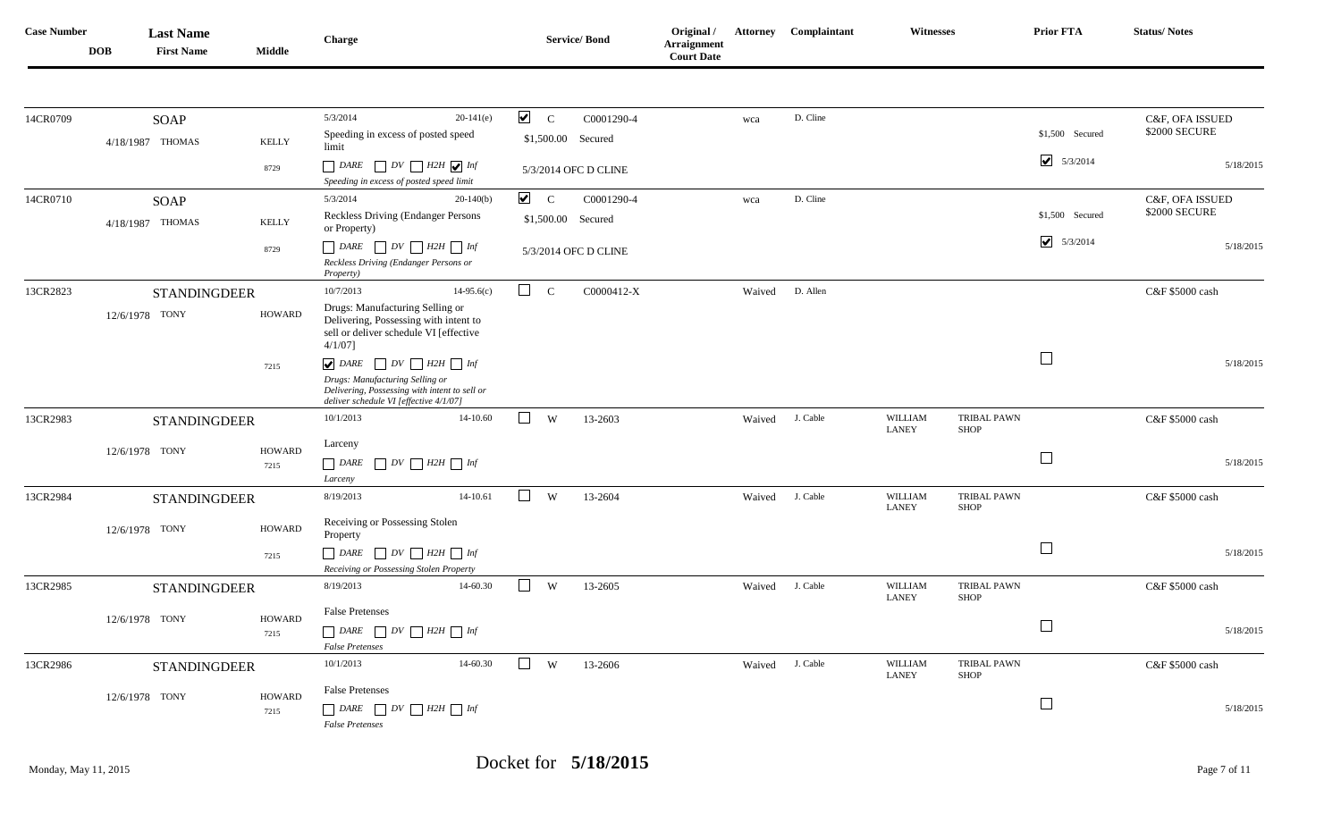# Docket for 5/18/2015

| Case Number | DOB | Last Name | First Name | Middle | Charge | Service/ Bond | Original / Arraignment Court Date | Attorney | Complainant | Witnesses | | Prior FTA | Status/ Notes |
|---|---|---|---|---|---|---|---|---|---|---|---|---|---|
| 14CR0709 | 4/18/1987 | SOAP | THOMAS | KELLY 8729 | 5/3/2014 20-141(e) Speeding in excess of posted speed limit ☐ DARE ☐ DV ☐ H2H ☑ Inf *Speeding in excess of posted speed limit* | ☑ C C0001290-4 $1,500.00 Secured 5/3/2014 OFC D CLINE | | wca | D. Cline | | | $1,500 Secured ☑ 5/3/2014 | C&F, OFA ISSUED $2000 SECURE 5/18/2015 |
| 14CR0710 | 4/18/1987 | SOAP | THOMAS | KELLY 8729 | 5/3/2014 20-140(b) Reckless Driving (Endanger Persons or Property) ☐ DARE ☐ DV ☐ H2H ☐ Inf *Reckless Driving (Endanger Persons or Property)* | ☑ C C0001290-4 $1,500.00 Secured 5/3/2014 OFC D CLINE | | wca | D. Cline | | | $1,500 Secured ☑ 5/3/2014 | C&F, OFA ISSUED $2000 SECURE 5/18/2015 |
| 13CR2823 | 12/6/1978 | STANDINGDEER | TONY | HOWARD 7215 | 10/7/2013 14-95.6(c) Drugs: Manufacturing Selling or Delivering, Possessing with intent to sell or deliver schedule VI [effective 4/1/07] ☑ DARE ☐ DV ☐ H2H ☐ Inf *Drugs: Manufacturing Selling or Delivering, Possessing with intent to sell or deliver schedule VI [effective 4/1/07]* | ☐ C C0000412-X | | Waived | D. Allen | | | ☐ | C&F $5000 cash 5/18/2015 |
| 13CR2983 | 12/6/1978 | STANDINGDEER | TONY | HOWARD 7215 | 10/1/2013 14-10.60 Larceny ☐ DARE ☐ DV ☐ H2H ☐ Inf *Larceny* | ☐ W 13-2603 | | Waived | J. Cable | WILLIAM LANEY | TRIBAL PAWN SHOP | ☐ | C&F $5000 cash 5/18/2015 |
| 13CR2984 | 12/6/1978 | STANDINGDEER | TONY | HOWARD 7215 | 8/19/2013 14-10.61 Receiving or Possessing Stolen Property ☐ DARE ☐ DV ☐ H2H ☐ Inf *Receiving or Possessing Stolen Property* | ☐ W 13-2604 | | Waived | J. Cable | WILLIAM LANEY | TRIBAL PAWN SHOP | ☐ | C&F $5000 cash 5/18/2015 |
| 13CR2985 | 12/6/1978 | STANDINGDEER | TONY | HOWARD 7215 | 8/19/2013 14-60.30 False Pretenses ☐ DARE ☐ DV ☐ H2H ☐ Inf *False Pretenses* | ☐ W 13-2605 | | Waived | J. Cable | WILLIAM LANEY | TRIBAL PAWN SHOP | ☐ | C&F $5000 cash 5/18/2015 |
| 13CR2986 | 12/6/1978 | STANDINGDEER | TONY | HOWARD 7215 | 10/1/2013 14-60.30 False Pretenses ☐ DARE ☐ DV ☐ H2H ☐ Inf *False Pretenses* | ☐ W 13-2606 | | Waived | J. Cable | WILLIAM LANEY | TRIBAL PAWN SHOP | ☐ | C&F $5000 cash 5/18/2015 |

Monday, May 11, 2015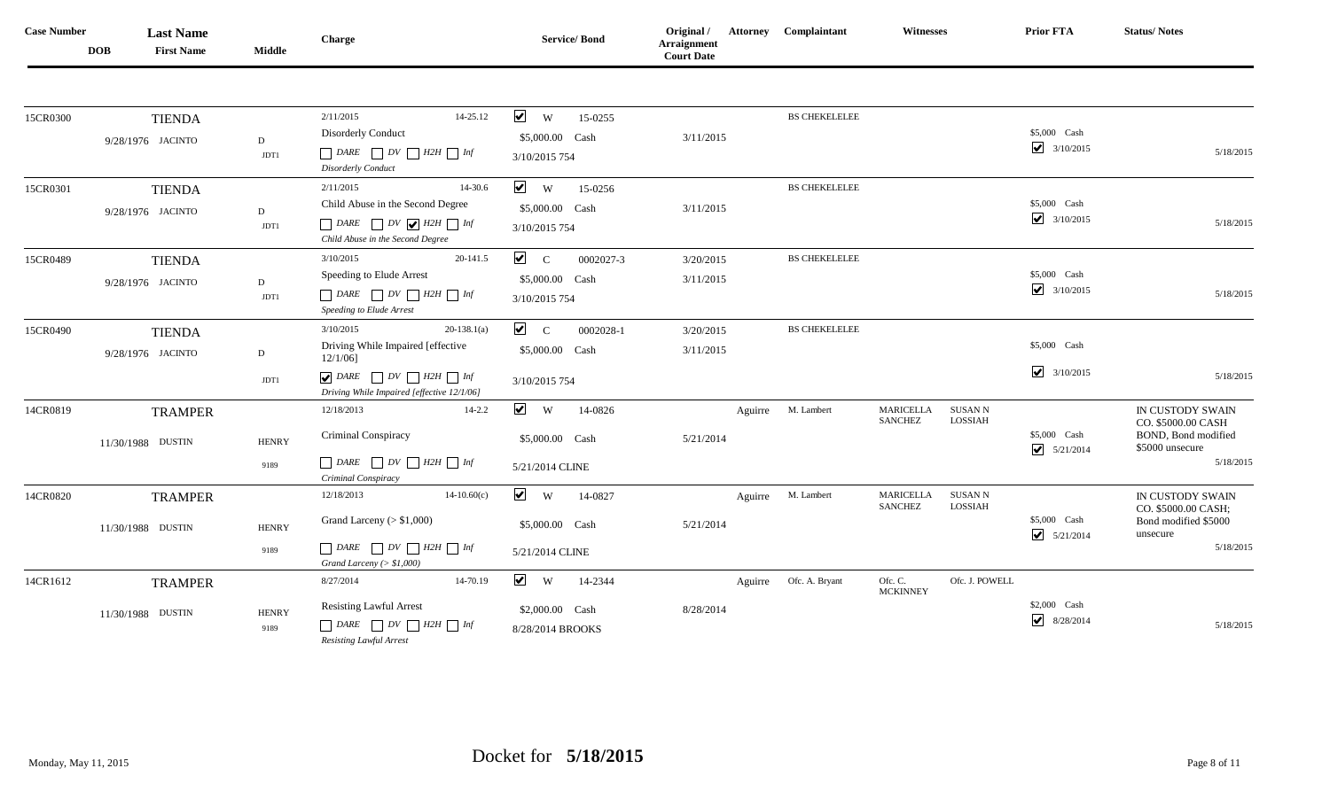| Case Number | DOB | Last Name / First Name | Middle | Charge | Service/ Bond | Original / Arraignment Court Date | Attorney | Complainant | Witnesses | Prior FTA | Status/ Notes |
|---|---|---|---|---|---|---|---|---|---|---|---|
| 15CR0300 | 9/28/1976 | TIENDA JACINTO | D JDT1 | 2/11/2015 14-25.12 Disorderly Conduct ☐ DARE ☐ DV ☐ H2H ☐ Inf *Disorderly Conduct* | ☑ W 15-0255 $5,000.00 Cash 3/10/2015 754 | 3/11/2015 | | BS CHEKELELEE | | $5,000 Cash ☑ 3/10/2015 | 5/18/2015 |
| 15CR0301 | 9/28/1976 | TIENDA JACINTO | D JDT1 | 2/11/2015 14-30.6 Child Abuse in the Second Degree ☐ DARE ☐ DV ☑ H2H ☐ Inf *Child Abuse in the Second Degree* | ☑ W 15-0256 $5,000.00 Cash 3/10/2015 754 | 3/11/2015 | | BS CHEKELELEE | | $5,000 Cash ☑ 3/10/2015 | 5/18/2015 |
| 15CR0489 | 9/28/1976 | TIENDA JACINTO | D JDT1 | 3/10/2015 20-141.5 Speeding to Elude Arrest ☐ DARE ☐ DV ☐ H2H ☐ Inf *Speeding to Elude Arrest* | ☑ C 0002027-3 $5,000.00 Cash 3/10/2015 754 | 3/20/2015 3/11/2015 | | BS CHEKELELEE | | $5,000 Cash ☑ 3/10/2015 | 5/18/2015 |
| 15CR0490 | 9/28/1976 | TIENDA JACINTO | D JDT1 | 3/10/2015 20-138.1(a) Driving While Impaired [effective 12/1/06] ☑ DARE ☐ DV ☐ H2H ☐ Inf *Driving While Impaired [effective 12/1/06]* | ☑ C 0002028-1 $5,000.00 Cash 3/10/2015 754 | 3/20/2015 3/11/2015 | | BS CHEKELELEE | | $5,000 Cash ☑ 3/10/2015 | 5/18/2015 |
| 14CR0819 | 11/30/1988 | TRAMPER DUSTIN | HENRY 9189 | 12/18/2013 14-2.2 Criminal Conspiracy ☐ DARE ☐ DV ☐ H2H ☐ Inf *Criminal Conspiracy* | ☑ W 14-0826 $5,000.00 Cash 5/21/2014 CLINE | 5/21/2014 | Aguirre | M. Lambert | MARICELLA SANCHEZ; SUSAN N LOSSIAH | $5,000 Cash ☑ 5/21/2014 | IN CUSTODY SWAIN CO. $5000.00 CASH BOND, Bond modified $5000 unsecure 5/18/2015 |
| 14CR0820 | 11/30/1988 | TRAMPER DUSTIN | HENRY 9189 | 12/18/2013 14-10.60(c) Grand Larceny (> $1,000) ☐ DARE ☐ DV ☐ H2H ☐ Inf *Grand Larceny (> $1,000)* | ☑ W 14-0827 $5,000.00 Cash 5/21/2014 CLINE | 5/21/2014 | Aguirre | M. Lambert | MARICELLA SANCHEZ; SUSAN N LOSSIAH | $5,000 Cash ☑ 5/21/2014 | IN CUSTODY SWAIN CO. $5000.00 CASH; Bond modified $5000 unsecure 5/18/2015 |
| 14CR1612 | 11/30/1988 | TRAMPER DUSTIN | HENRY 9189 | 8/27/2014 14-70.19 Resisting Lawful Arrest ☐ DARE ☐ DV ☐ H2H ☐ Inf *Resisting Lawful Arrest* | ☑ W 14-2344 $2,000.00 Cash 8/28/2014 BROOKS | 8/28/2014 | Aguirre | Ofc. A. Bryant | Ofc. C. MCKINNEY; Ofc. J. POWELL | $2,000 Cash ☑ 8/28/2014 | 5/18/2015 |

Monday, May 11, 2015 — Docket for **5/18/2015**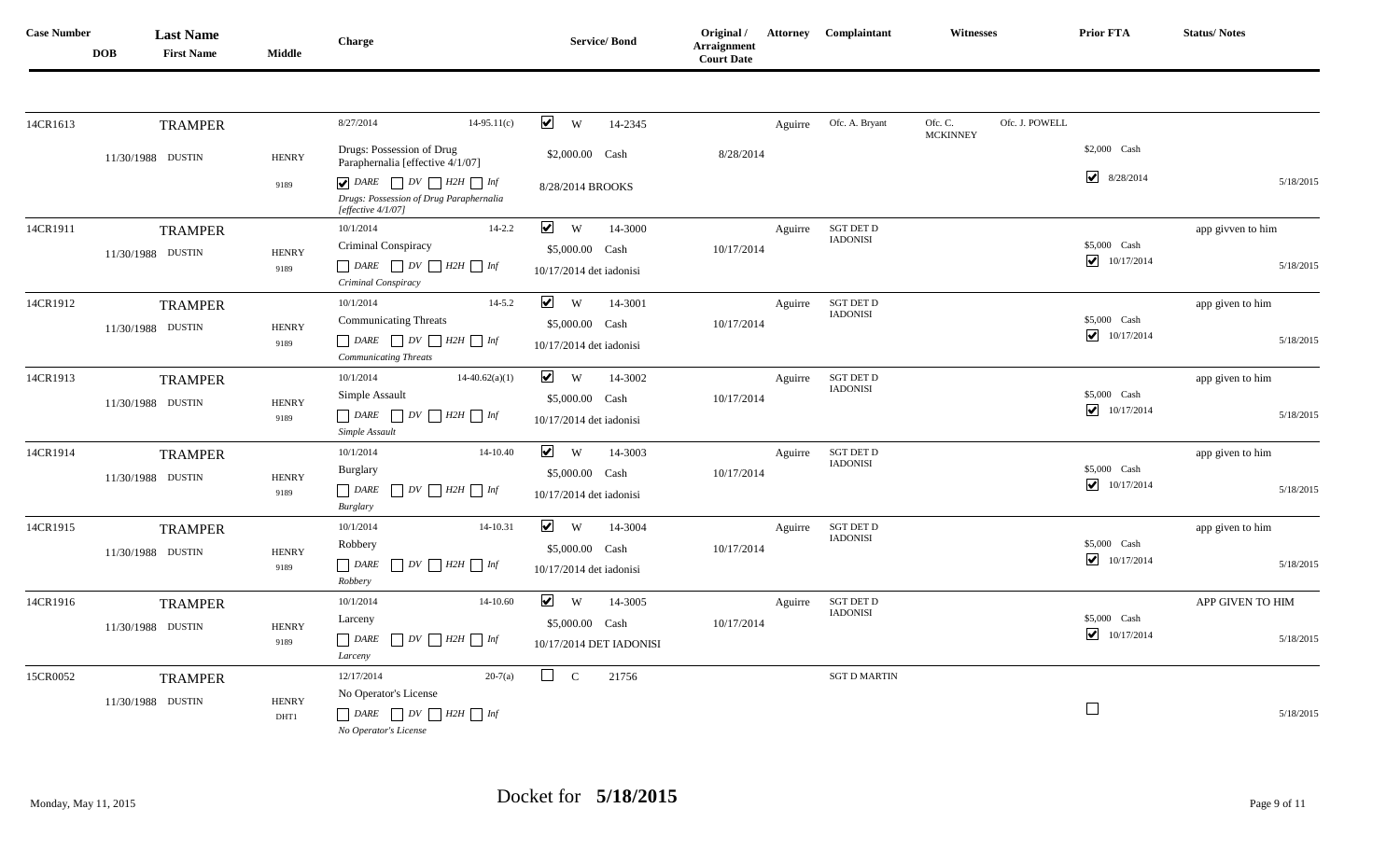| Case Number | DOB | Last Name / First Name | Middle | Charge | Service/ Bond | Original / Arraignment Court Date | Attorney | Complainant | Witnesses | | Prior FTA | Status/ Notes |
|---|---|---|---|---|---|---|---|---|---|---|---|---|
| 14CR1613 | 11/30/1988 | TRAMPER DUSTIN | HENRY 9189 | 8/27/2014 14-95.11(c) Drugs: Possession of Drug Paraphernalia [effective 4/1/07] ☑ DARE ☐ DV ☐ H2H ☐ Inf *Drugs: Possession of Drug Paraphernalia [effective 4/1/07]* | ☑ W 14-2345 $2,000.00 Cash 8/28/2014 BROOKS | 8/28/2014 | Aguirre | Ofc. A. Bryant | Ofc. C. MCKINNEY | Ofc. J. POWELL | $2,000 Cash ☑ 8/28/2014 | 5/18/2015 |
| 14CR1911 | 11/30/1988 | TRAMPER DUSTIN | HENRY 9189 | 10/1/2014 14-2.2 Criminal Conspiracy ☐ DARE ☐ DV ☐ H2H ☐ Inf *Criminal Conspiracy* | ☑ W 14-3000 $5,000.00 Cash 10/17/2014 det iadonisi | 10/17/2014 | Aguirre | SGT DET D IADONISI | | | $5,000 Cash ☑ 10/17/2014 | app givven to him 5/18/2015 |
| 14CR1912 | 11/30/1988 | TRAMPER DUSTIN | HENRY 9189 | 10/1/2014 14-5.2 Communicating Threats ☐ DARE ☐ DV ☐ H2H ☐ Inf *Communicating Threats* | ☑ W 14-3001 $5,000.00 Cash 10/17/2014 det iadonisi | 10/17/2014 | Aguirre | SGT DET D IADONISI | | | $5,000 Cash ☑ 10/17/2014 | app given to him 5/18/2015 |
| 14CR1913 | 11/30/1988 | TRAMPER DUSTIN | HENRY 9189 | 10/1/2014 14-40.62(a)(1) Simple Assault ☐ DARE ☐ DV ☐ H2H ☐ Inf *Simple Assault* | ☑ W 14-3002 $5,000.00 Cash 10/17/2014 det iadonisi | 10/17/2014 | Aguirre | SGT DET D IADONISI | | | $5,000 Cash ☑ 10/17/2014 | app given to him 5/18/2015 |
| 14CR1914 | 11/30/1988 | TRAMPER DUSTIN | HENRY 9189 | 10/1/2014 14-10.40 Burglary ☐ DARE ☐ DV ☐ H2H ☐ Inf *Burglary* | ☑ W 14-3003 $5,000.00 Cash 10/17/2014 det iadonisi | 10/17/2014 | Aguirre | SGT DET D IADONISI | | | $5,000 Cash ☑ 10/17/2014 | app given to him 5/18/2015 |
| 14CR1915 | 11/30/1988 | TRAMPER DUSTIN | HENRY 9189 | 10/1/2014 14-10.31 Robbery ☐ DARE ☐ DV ☐ H2H ☐ Inf *Robbery* | ☑ W 14-3004 $5,000.00 Cash 10/17/2014 det iadonisi | 10/17/2014 | Aguirre | SGT DET D IADONISI | | | $5,000 Cash ☑ 10/17/2014 | app given to him 5/18/2015 |
| 14CR1916 | 11/30/1988 | TRAMPER DUSTIN | HENRY 9189 | 10/1/2014 14-10.60 Larceny ☐ DARE ☐ DV ☐ H2H ☐ Inf *Larceny* | ☑ W 14-3005 $5,000.00 Cash 10/17/2014 DET IADONISI | 10/17/2014 | Aguirre | SGT DET D IADONISI | | | $5,000 Cash ☑ 10/17/2014 | APP GIVEN TO HIM 5/18/2015 |
| 15CR0052 | 11/30/1988 | TRAMPER DUSTIN | HENRY DHT1 | 12/17/2014 20-7(a) No Operator's License ☐ DARE ☐ DV ☐ H2H ☐ Inf *No Operator's License* | ☐ C 21756 | | | SGT D MARTIN | | | ☐ | 5/18/2015 |

Monday, May 11, 2015

Docket for **5/18/2015**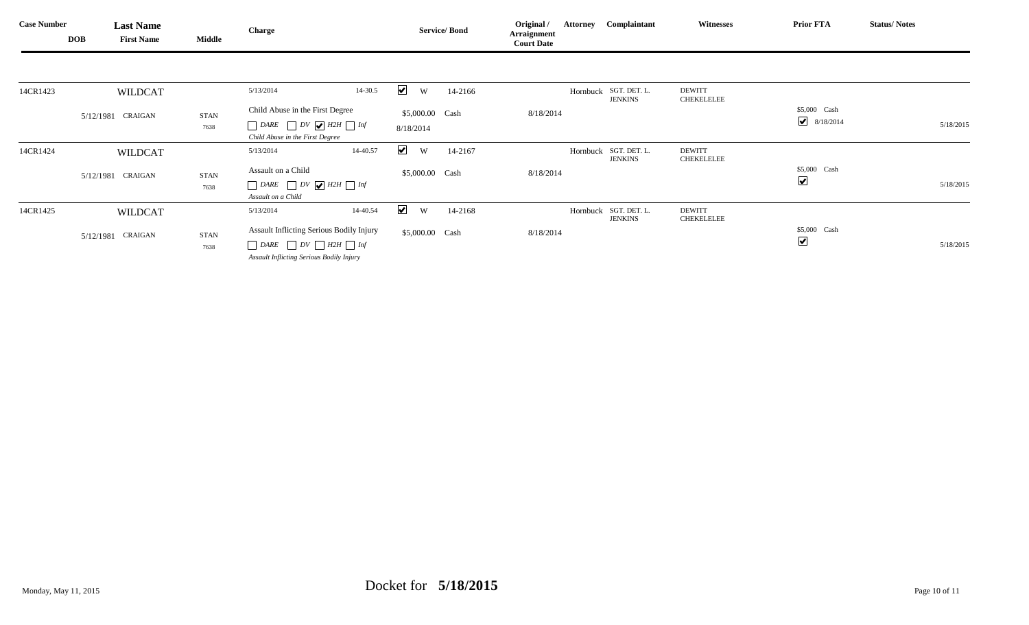| Case Number | DOB | Last Name / First Name | Middle | Charge | Service/ Bond | Original / Arraignment Court Date | Attorney | Complainant | Witnesses | Prior FTA | Status/ Notes |
|---|---|---|---|---|---|---|---|---|---|---|---|
| 14CR1423 | 5/12/1981 | WILDCAT CRAIGAN | STAN 7638 | 5/13/2014 14-30.5 Child Abuse in the First Degree ☐ DARE ☐ DV ☑ H2H ☐ Inf *Child Abuse in the First Degree* | ☑ W 14-2166 $5,000.00 Cash 8/18/2014 | 8/18/2014 | Hornbuck | SGT. DET. L. JENKINS | DEWITT CHEKELELEE | $5,000 Cash ☑ 8/18/2014 | 5/18/2015 |
| 14CR1424 | 5/12/1981 | WILDCAT CRAIGAN | STAN 7638 | 5/13/2014 14-40.57 Assault on a Child ☐ DARE ☐ DV ☑ H2H ☐ Inf *Assault on a Child* | ☑ W 14-2167 $5,000.00 Cash | 8/18/2014 | Hornbuck | SGT. DET. L. JENKINS | DEWITT CHEKELELEE | $5,000 Cash ☑ | 5/18/2015 |
| 14CR1425 | 5/12/1981 | WILDCAT CRAIGAN | STAN 7638 | 5/13/2014 14-40.54 Assault Inflicting Serious Bodily Injury ☐ DARE ☐ DV ☐ H2H ☐ Inf *Assault Inflicting Serious Bodily Injury* | ☑ W 14-2168 $5,000.00 Cash | 8/18/2014 | Hornbuck | SGT. DET. L. JENKINS | DEWITT CHEKELELEE | $5,000 Cash ☑ | 5/18/2015 |

Monday, May 11, 2015

Docket for **5/18/2015**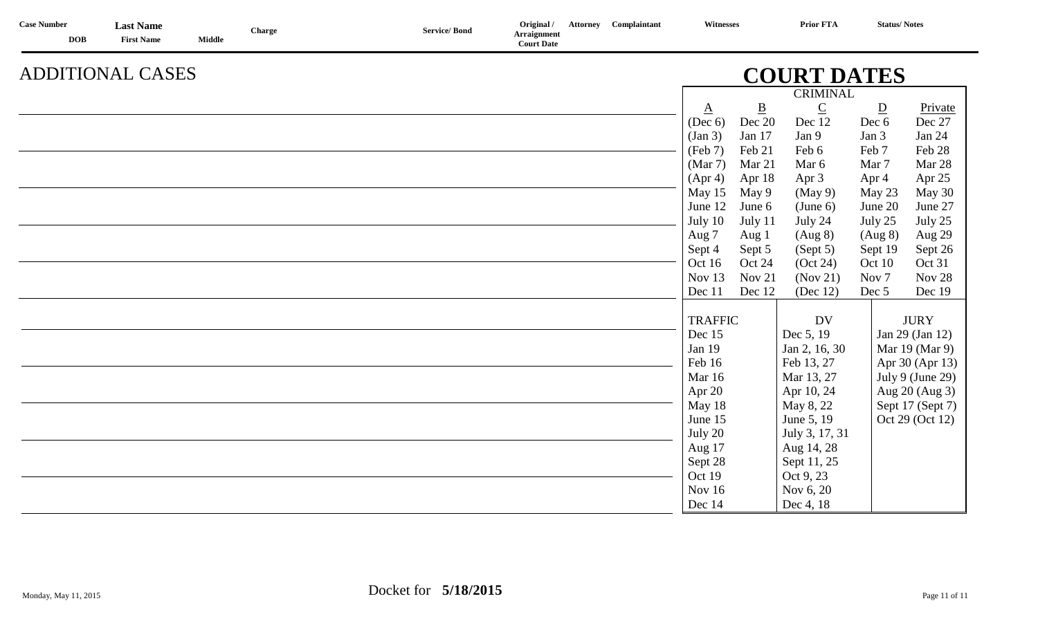| Case Number | Last Name | | Charge | Service/ Bond | Original / Arraignment Court Date | Attorney | Complainant | Witnesses | Prior FTA | Status/ Notes |
|---|---|---|---|---|---|---|---|---|---|---|
| DOB | First Name | Middle | | | | | | | | |

## ADDITIONAL CASES

## COURT DATES

CRIMINAL

| A | B | C | D | Private |
|---|---|---|---|---|
| (Dec 6) | Dec 20 | Dec 12 | Dec 6 | Dec 27 |
| (Jan 3) | Jan 17 | Jan 9 | Jan 3 | Jan 24 |
| (Feb 7) | Feb 21 | Feb 6 | Feb 7 | Feb 28 |
| (Mar 7) | Mar 21 | Mar 6 | Mar 7 | Mar 28 |
| (Apr 4) | Apr 18 | Apr 3 | Apr 4 | Apr 25 |
| May 15 | May 9 | (May 9) | May 23 | May 30 |
| June 12 | June 6 | (June 6) | June 20 | June 27 |
| July 10 | July 11 | July 24 | July 25 | July 25 |
| Aug 7 | Aug 1 | (Aug 8) | (Aug 8) | Aug 29 |
| Sept 4 | Sept 5 | (Sept 5) | Sept 19 | Sept 26 |
| Oct 16 | Oct 24 | (Oct 24) | Oct 10 | Oct 31 |
| Nov 13 | Nov 21 | (Nov 21) | Nov 7 | Nov 28 |
| Dec 11 | Dec 12 | (Dec 12) | Dec 5 | Dec 19 |

| TRAFFIC | DV | JURY |
|---|---|---|
| Dec 15 | Dec 5, 19 | Jan 29 (Jan 12) |
| Jan 19 | Jan 2, 16, 30 | Mar 19 (Mar 9) |
| Feb 16 | Feb 13, 27 | Apr 30 (Apr 13) |
| Mar 16 | Mar 13, 27 | July 9 (June 29) |
| Apr 20 | Apr 10, 24 | Aug 20 (Aug 3) |
| May 18 | May 8, 22 | Sept 17 (Sept 7) |
| June 15 | June 5, 19 | Oct 29 (Oct 12) |
| July 20 | July 3, 17, 31 | |
| Aug 17 | Aug 14, 28 | |
| Sept 28 | Sept 11, 25 | |
| Oct 19 | Oct 9, 23 | |
| Nov 16 | Nov 6, 20 | |
| Dec 14 | Dec 4, 18 | |

Monday, May 11, 2015

Docket for **5/18/2015**